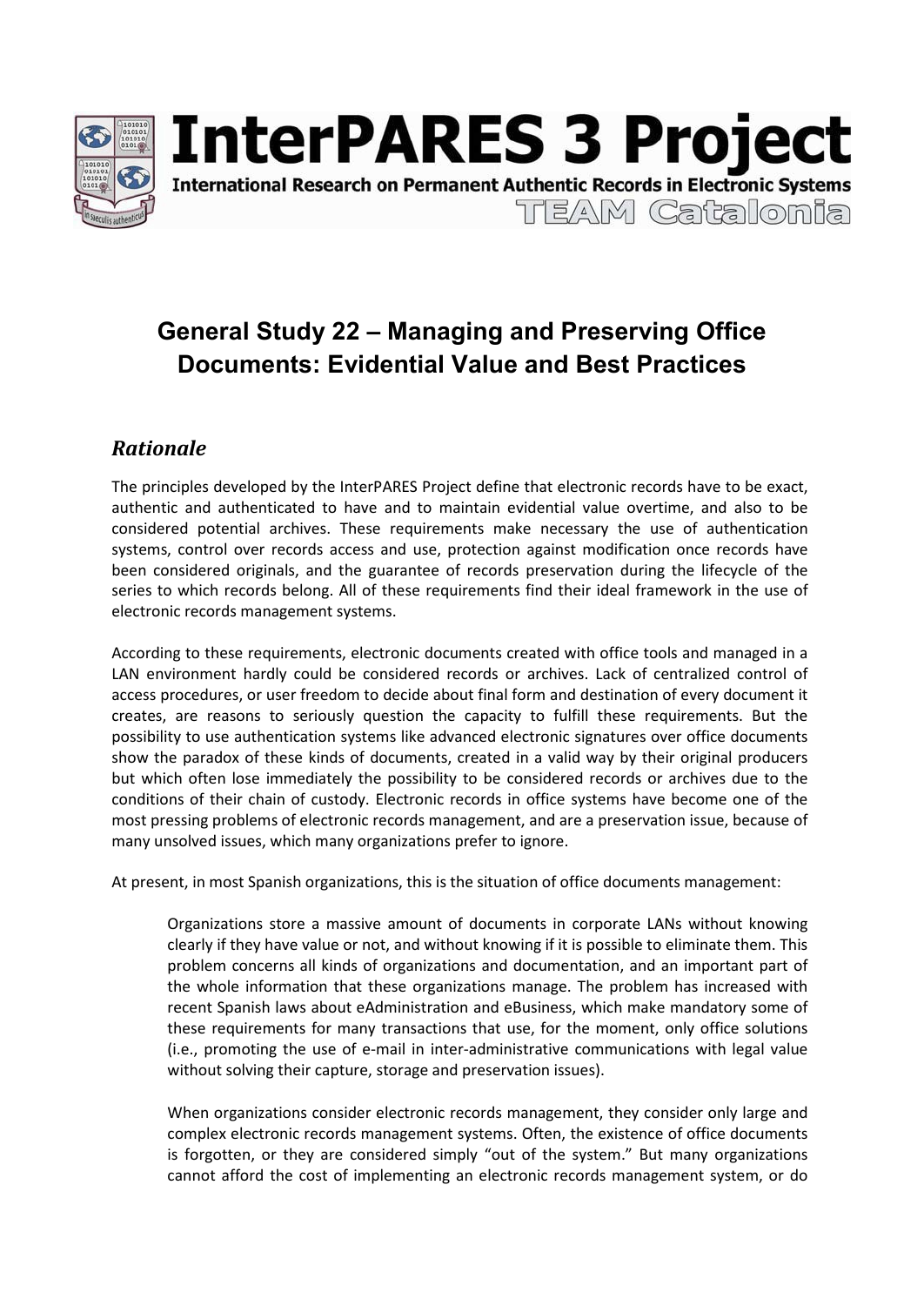# InterPARES 3 Project

International Research on Permanent Authentic Records in Electronic Systems

TEAM Catalonia

## General Study 22 – Managing and Preserving Office Documents: Evidential Value and Best Practices

### *Rationale*

The principles developed by the InterPARES Project define that electronic records have to be exact, authentic and authenticated to have and to maintain evidential value overtime, and also to be considered potential archives. These requirements make necessary the use of authentication systems, control over records access and use, protection against modification once records have been considered originals, and the guarantee of records preservation during the lifecycle of the series to which records belong. All of these requirements find their ideal framework in the use of electronic records management systems.

According to these requirements, electronic documents created with office tools and managed in a LAN environment hardly could be considered records or archives. Lack of centralized control of access procedures, or user freedom to decide about final form and destination of every document it creates, are reasons to seriously question the capacity to fulfill these requirements. But the possibility to use authentication systems like advanced electronic signatures over office documents show the paradox of these kinds of documents, created in a valid way by their original producers but which often lose immediately the possibility to be considered records or archives due to the conditions of their chain of custody. Electronic records in office systems have become one of the most pressing problems of electronic records management, and are a preservation issue, because of many unsolved issues, which many organizations prefer to ignore.

At present, in most Spanish organizations, this is the situation of office documents management:

> Organizations store a massive amount of documents in corporate LANs without knowing clearly if they have value or not, and without knowing if it is possible to eliminate them. This problem concerns all kinds of organizations and documentation, and an important part of the whole information that these organizations manage. The problem has increased with recent Spanish laws about eAdministration and eBusiness, which make mandatory some of these requirements for many transactions that use, for the moment, only office solutions (i.e., promoting the use of e-mail in inter-administrative communications with legal value without solving their capture, storage and preservation issues).
>
> When organizations consider electronic records management, they consider only large and complex electronic records management systems. Often, the existence of office documents is forgotten, or they are considered simply "out of the system." But many organizations cannot afford the cost of implementing an electronic records management system, or do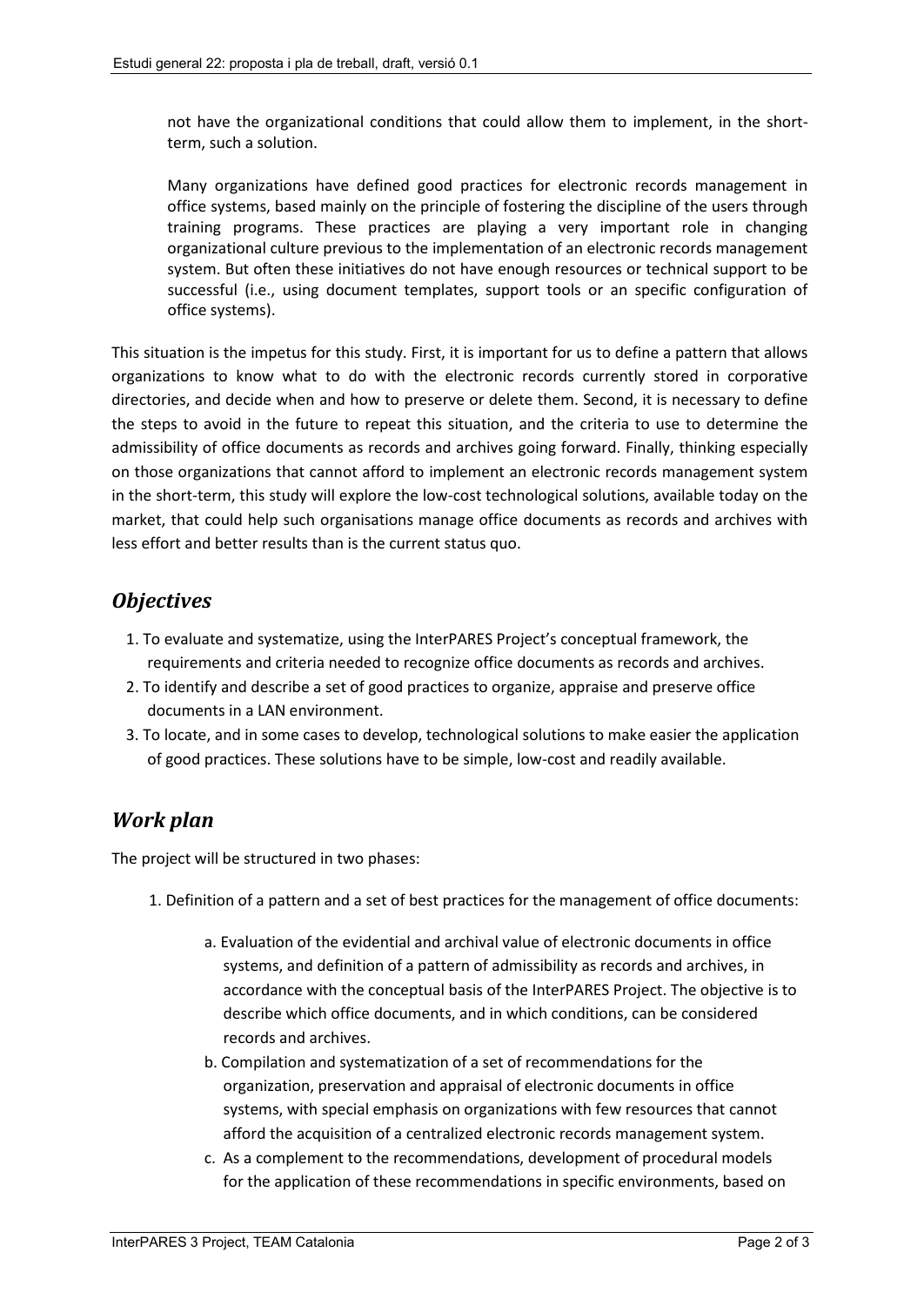not have the organizational conditions that could allow them to implement, in the short-term, such a solution.

Many organizations have defined good practices for electronic records management in office systems, based mainly on the principle of fostering the discipline of the users through training programs. These practices are playing a very important role in changing organizational culture previous to the implementation of an electronic records management system. But often these initiatives do not have enough resources or technical support to be successful (i.e., using document templates, support tools or an specific configuration of office systems).

This situation is the impetus for this study. First, it is important for us to define a pattern that allows organizations to know what to do with the electronic records currently stored in corporative directories, and decide when and how to preserve or delete them. Second, it is necessary to define the steps to avoid in the future to repeat this situation, and the criteria to use to determine the admissibility of office documents as records and archives going forward. Finally, thinking especially on those organizations that cannot afford to implement an electronic records management system in the short-term, this study will explore the low-cost technological solutions, available today on the market, that could help such organisations manage office documents as records and archives with less effort and better results than is the current status quo.

## *Objectives*

1. To evaluate and systematize, using the InterPARES Project's conceptual framework, the requirements and criteria needed to recognize office documents as records and archives.
2. To identify and describe a set of good practices to organize, appraise and preserve office documents in a LAN environment.
3. To locate, and in some cases to develop, technological solutions to make easier the application of good practices. These solutions have to be simple, low-cost and readily available.

## *Work plan*

The project will be structured in two phases:

1. Definition of a pattern and a set of best practices for the management of office documents:
    a. Evaluation of the evidential and archival value of electronic documents in office systems, and definition of a pattern of admissibility as records and archives, in accordance with the conceptual basis of the InterPARES Project. The objective is to describe which office documents, and in which conditions, can be considered records and archives.
    b. Compilation and systematization of a set of recommendations for the organization, preservation and appraisal of electronic documents in office systems, with special emphasis on organizations with few resources that cannot afford the acquisition of a centralized electronic records management system.
    c. As a complement to the recommendations, development of procedural models for the application of these recommendations in specific environments, based on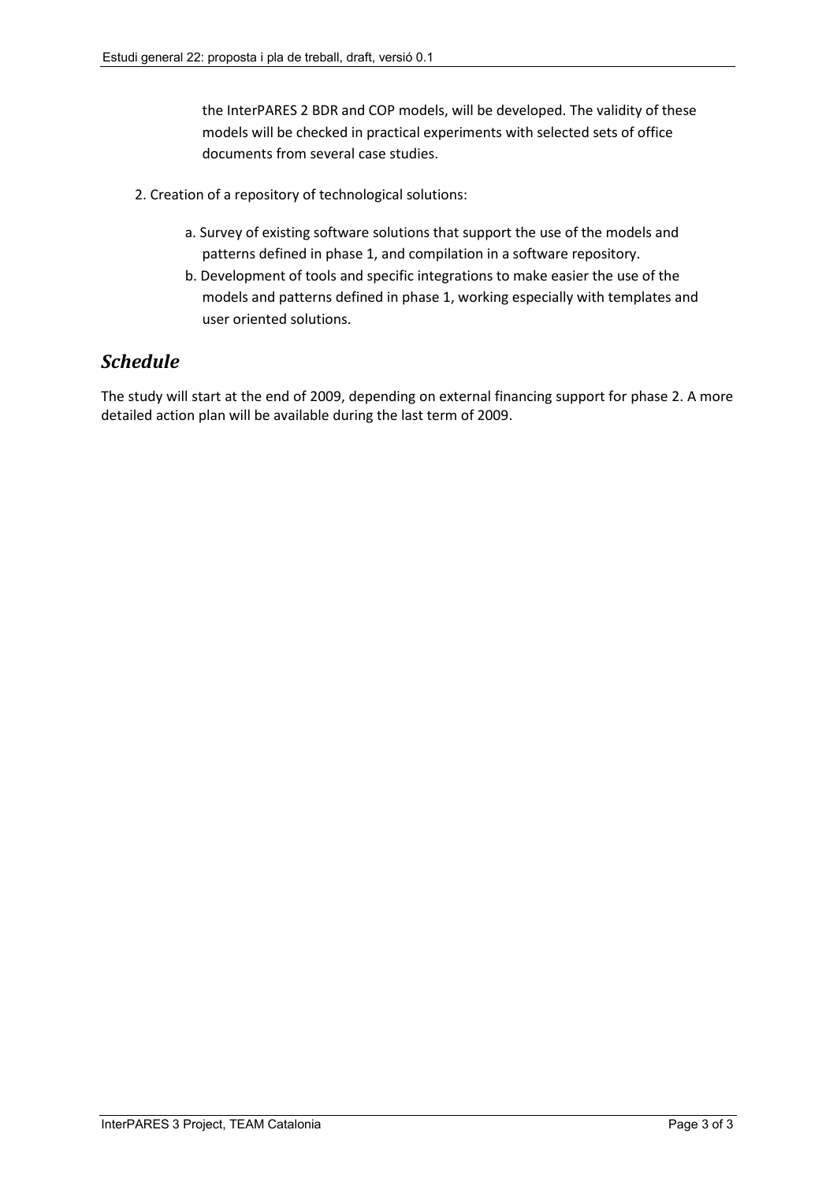the InterPARES 2 BDR and COP models, will be developed. The validity of these models will be checked in practical experiments with selected sets of office documents from several case studies.

2. Creation of a repository of technological solutions:

   a. Survey of existing software solutions that support the use of the models and patterns defined in phase 1, and compilation in a software repository.
   b. Development of tools and specific integrations to make easier the use of the models and patterns defined in phase 1, working especially with templates and user oriented solutions.

## *Schedule*

The study will start at the end of 2009, depending on external financing support for phase 2. A more detailed action plan will be available during the last term of 2009.